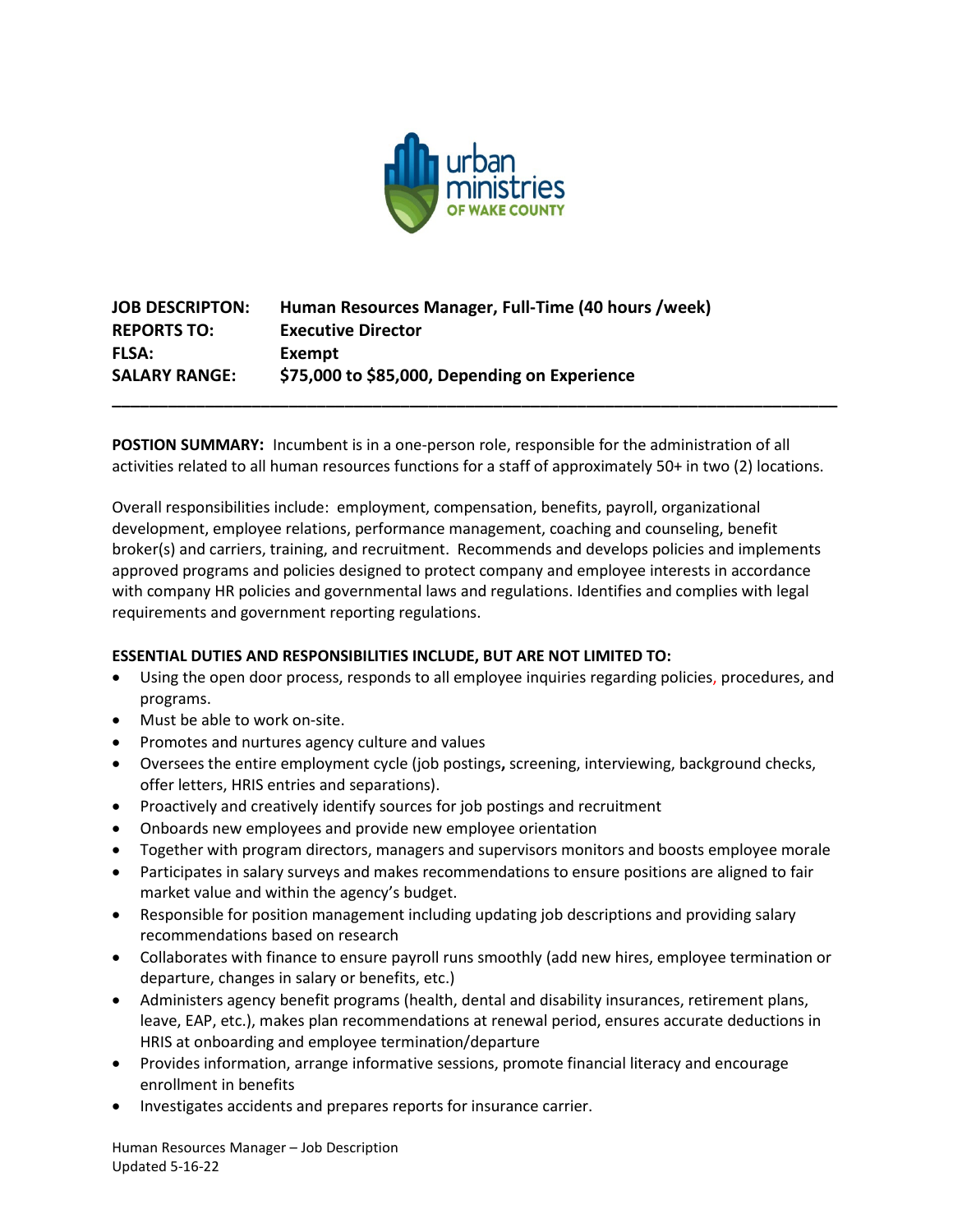**JOB DESCRIPTON:** **Human Resources Manager, Full-Time (40 hours /week)**
**REPORTS TO:** **Executive Director**
**FLSA:** **Exempt**
**SALARY RANGE:** **$75,000 to $85,000, Depending on Experience**

---

**POSTION SUMMARY:** Incumbent is in a one-person role, responsible for the administration of all activities related to all human resources functions for a staff of approximately 50+ in two (2) locations.

Overall responsibilities include: employment, compensation, benefits, payroll, organizational development, employee relations, performance management, coaching and counseling, benefit broker(s) and carriers, training, and recruitment. Recommends and develops policies and implements approved programs and policies designed to protect company and employee interests in accordance with company HR policies and governmental laws and regulations. Identifies and complies with legal requirements and government reporting regulations.

**ESSENTIAL DUTIES AND RESPONSIBILITIES INCLUDE, BUT ARE NOT LIMITED TO:**

- Using the open door process, responds to all employee inquiries regarding policies, procedures, and programs.
- Must be able to work on-site.
- Promotes and nurtures agency culture and values
- Oversees the entire employment cycle (job postings**,** screening, interviewing, background checks, offer letters, HRIS entries and separations).
- Proactively and creatively identify sources for job postings and recruitment
- Onboards new employees and provide new employee orientation
- Together with program directors, managers and supervisors monitors and boosts employee morale
- Participates in salary surveys and makes recommendations to ensure positions are aligned to fair market value and within the agency's budget.
- Responsible for position management including updating job descriptions and providing salary recommendations based on research
- Collaborates with finance to ensure payroll runs smoothly (add new hires, employee termination or departure, changes in salary or benefits, etc.)
- Administers agency benefit programs (health, dental and disability insurances, retirement plans, leave, EAP, etc.), makes plan recommendations at renewal period, ensures accurate deductions in HRIS at onboarding and employee termination/departure
- Provides information, arrange informative sessions, promote financial literacy and encourage enrollment in benefits
- Investigates accidents and prepares reports for insurance carrier.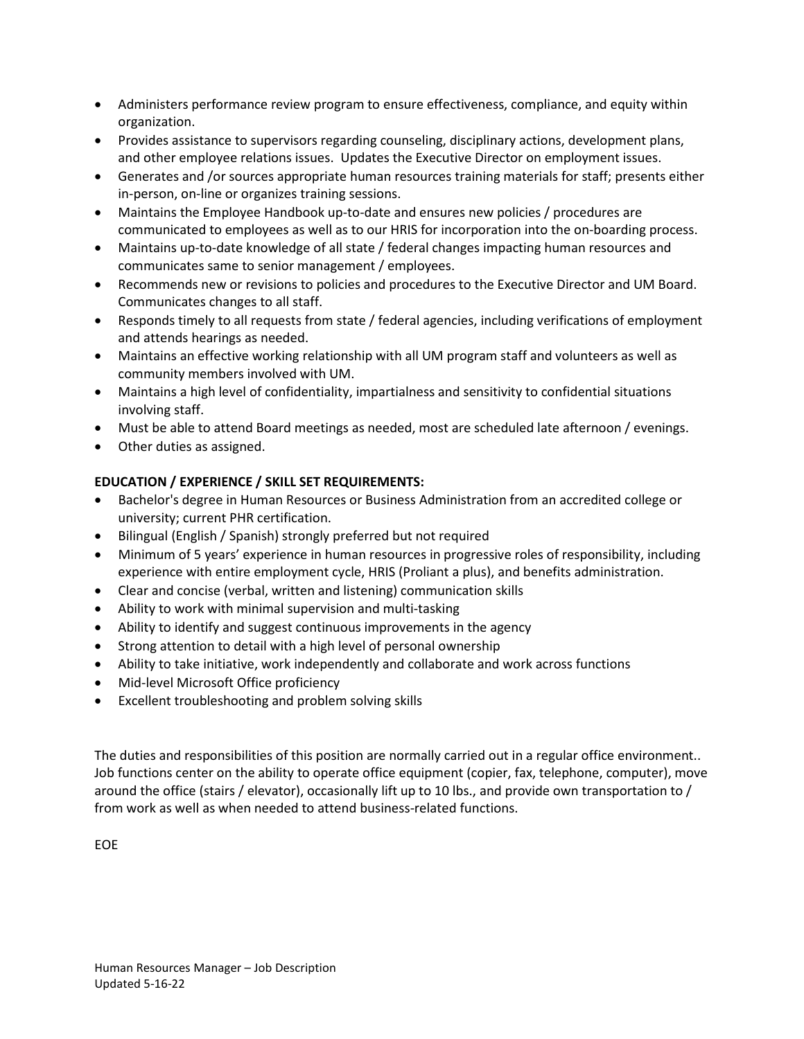- Administers performance review program to ensure effectiveness, compliance, and equity within organization.
- Provides assistance to supervisors regarding counseling, disciplinary actions, development plans, and other employee relations issues. Updates the Executive Director on employment issues.
- Generates and /or sources appropriate human resources training materials for staff; presents either in-person, on-line or organizes training sessions.
- Maintains the Employee Handbook up-to-date and ensures new policies / procedures are communicated to employees as well as to our HRIS for incorporation into the on-boarding process.
- Maintains up-to-date knowledge of all state / federal changes impacting human resources and communicates same to senior management / employees.
- Recommends new or revisions to policies and procedures to the Executive Director and UM Board. Communicates changes to all staff.
- Responds timely to all requests from state / federal agencies, including verifications of employment and attends hearings as needed.
- Maintains an effective working relationship with all UM program staff and volunteers as well as community members involved with UM.
- Maintains a high level of confidentiality, impartialness and sensitivity to confidential situations involving staff.
- Must be able to attend Board meetings as needed, most are scheduled late afternoon / evenings.
- Other duties as assigned.

**EDUCATION / EXPERIENCE / SKILL SET REQUIREMENTS:**

- Bachelor's degree in Human Resources or Business Administration from an accredited college or university; current PHR certification.
- Bilingual (English / Spanish) strongly preferred but not required
- Minimum of 5 years' experience in human resources in progressive roles of responsibility, including experience with entire employment cycle, HRIS (Proliant a plus), and benefits administration.
- Clear and concise (verbal, written and listening) communication skills
- Ability to work with minimal supervision and multi-tasking
- Ability to identify and suggest continuous improvements in the agency
- Strong attention to detail with a high level of personal ownership
- Ability to take initiative, work independently and collaborate and work across functions
- Mid-level Microsoft Office proficiency
- Excellent troubleshooting and problem solving skills

The duties and responsibilities of this position are normally carried out in a regular office environment.. Job functions center on the ability to operate office equipment (copier, fax, telephone, computer), move around the office (stairs / elevator), occasionally lift up to 10 lbs., and provide own transportation to / from work as well as when needed to attend business-related functions.

EOE

Human Resources Manager – Job Description
Updated 5-16-22